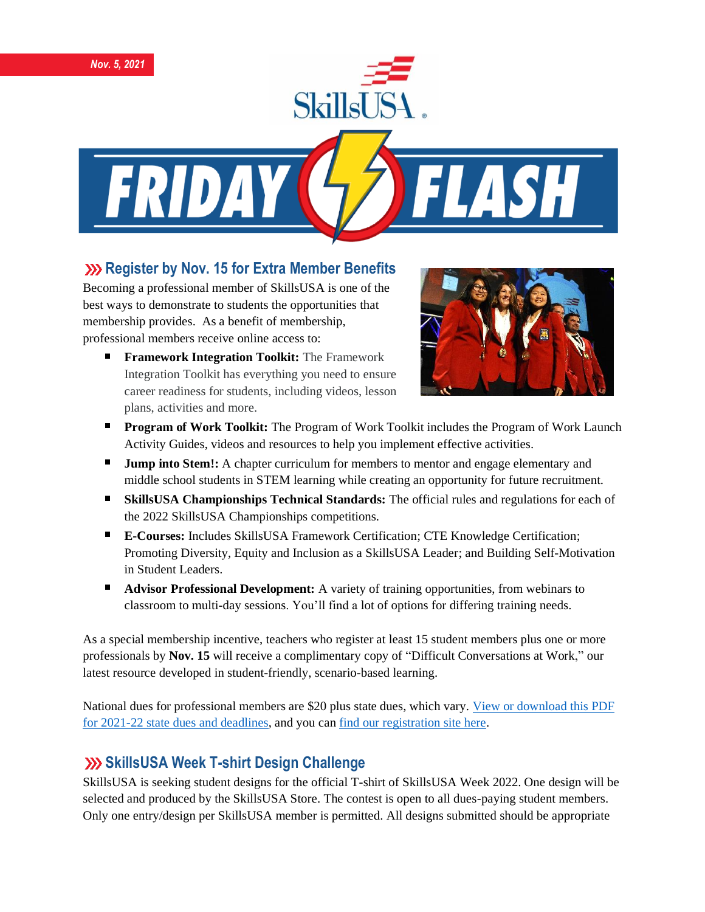*Nov. 5, 2021*

# FRIDAY FLASH

## Register by Nov. 15 for Extra Member Benefits

Becoming a professional member of SkillsUSA is one of the best ways to demonstrate to students the opportunities that membership provides. As a benefit of membership, professional members receive online access to:

- **Framework Integration Toolkit:** The Framework Integration Toolkit has everything you need to ensure career readiness for students, including videos, lesson plans, activities and more.
- **Program of Work Toolkit:** The Program of Work Toolkit includes the Program of Work Launch Activity Guides, videos and resources to help you implement effective activities.
- **Jump into Stem!:** A chapter curriculum for members to mentor and engage elementary and middle school students in STEM learning while creating an opportunity for future recruitment.
- **SkillsUSA Championships Technical Standards:** The official rules and regulations for each of the 2022 SkillsUSA Championships competitions.
- **E-Courses:** Includes SkillsUSA Framework Certification; CTE Knowledge Certification; Promoting Diversity, Equity and Inclusion as a SkillsUSA Leader; and Building Self-Motivation in Student Leaders.
- **Advisor Professional Development:** A variety of training opportunities, from webinars to classroom to multi-day sessions. You'll find a lot of options for differing training needs.

As a special membership incentive, teachers who register at least 15 student members plus one or more professionals by **Nov. 15** will receive a complimentary copy of "Difficult Conversations at Work," our latest resource developed in student-friendly, scenario-based learning.

National dues for professional members are $20 plus state dues, which vary. [View or download this PDF for 2021-22 state dues and deadlines](), and you can [find our registration site here]().

## SkillsUSA Week T-shirt Design Challenge

SkillsUSA is seeking student designs for the official T-shirt of SkillsUSA Week 2022. One design will be selected and produced by the SkillsUSA Store. The contest is open to all dues-paying student members. Only one entry/design per SkillsUSA member is permitted. All designs submitted should be appropriate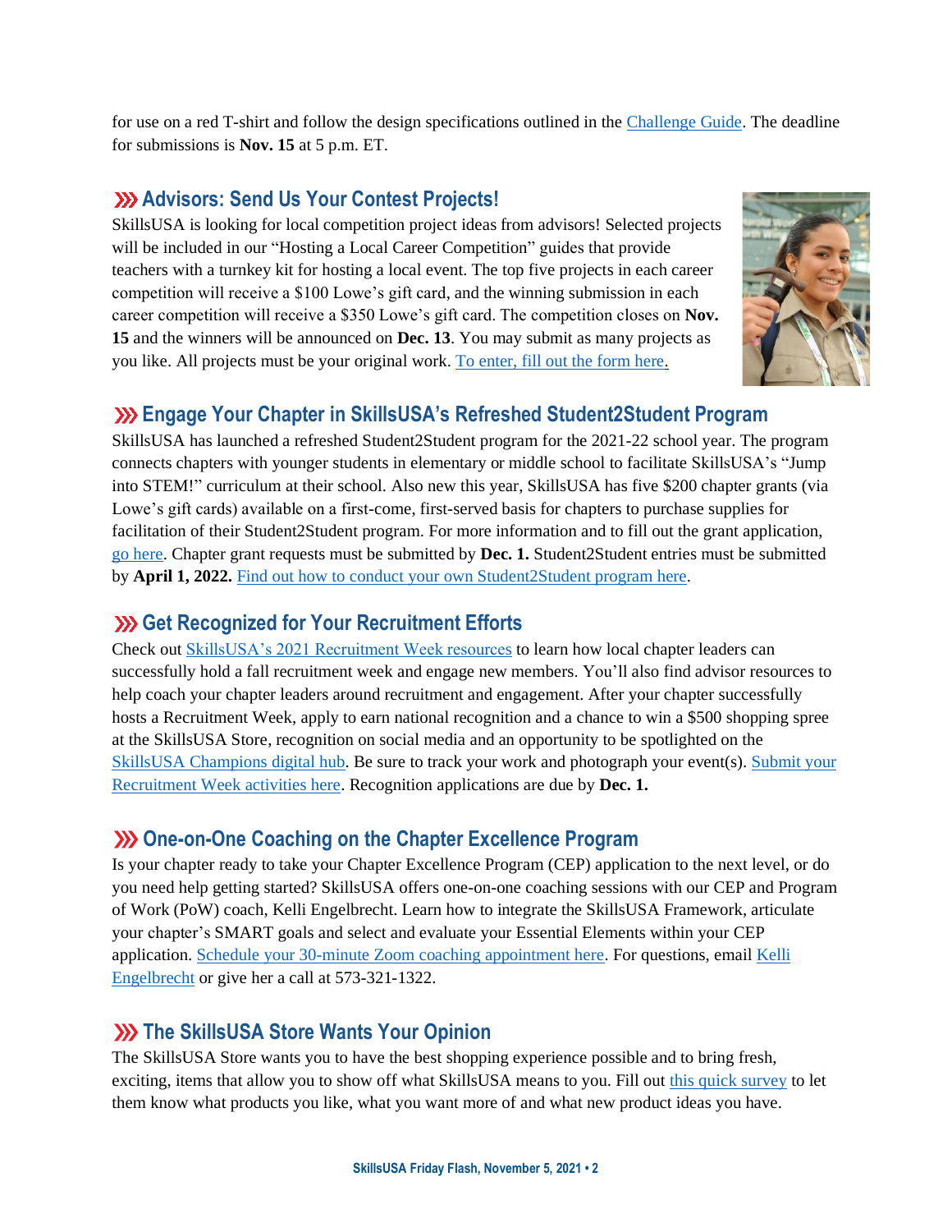for use on a red T-shirt and follow the design specifications outlined in the Challenge Guide. The deadline for submissions is **Nov. 15** at 5 p.m. ET.

## Advisors: Send Us Your Contest Projects!

SkillsUSA is looking for local competition project ideas from advisors! Selected projects will be included in our "Hosting a Local Career Competition" guides that provide teachers with a turnkey kit for hosting a local event. The top five projects in each career competition will receive a $100 Lowe's gift card, and the winning submission in each career competition will receive a $350 Lowe's gift card. The competition closes on **Nov. 15** and the winners will be announced on **Dec. 13**. You may submit as many projects as you like. All projects must be your original work. To enter, fill out the form here.

## Engage Your Chapter in SkillsUSA's Refreshed Student2Student Program

SkillsUSA has launched a refreshed Student2Student program for the 2021-22 school year. The program connects chapters with younger students in elementary or middle school to facilitate SkillsUSA's "Jump into STEM!" curriculum at their school. Also new this year, SkillsUSA has five $200 chapter grants (via Lowe's gift cards) available on a first-come, first-served basis for chapters to purchase supplies for facilitation of their Student2Student program. For more information and to fill out the grant application, go here. Chapter grant requests must be submitted by **Dec. 1.** Student2Student entries must be submitted by **April 1, 2022.** Find out how to conduct your own Student2Student program here.

## Get Recognized for Your Recruitment Efforts

Check out SkillsUSA's 2021 Recruitment Week resources to learn how local chapter leaders can successfully hold a fall recruitment week and engage new members. You'll also find advisor resources to help coach your chapter leaders around recruitment and engagement. After your chapter successfully hosts a Recruitment Week, apply to earn national recognition and a chance to win a $500 shopping spree at the SkillsUSA Store, recognition on social media and an opportunity to be spotlighted on the SkillsUSA Champions digital hub. Be sure to track your work and photograph your event(s). Submit your Recruitment Week activities here. Recognition applications are due by **Dec. 1.**

## One-on-One Coaching on the Chapter Excellence Program

Is your chapter ready to take your Chapter Excellence Program (CEP) application to the next level, or do you need help getting started? SkillsUSA offers one-on-one coaching sessions with our CEP and Program of Work (PoW) coach, Kelli Engelbrecht. Learn how to integrate the SkillsUSA Framework, articulate your chapter's SMART goals and select and evaluate your Essential Elements within your CEP application. Schedule your 30-minute Zoom coaching appointment here. For questions, email Kelli Engelbrecht or give her a call at 573-321-1322.

## The SkillsUSA Store Wants Your Opinion

The SkillsUSA Store wants you to have the best shopping experience possible and to bring fresh, exciting, items that allow you to show off what SkillsUSA means to you. Fill out this quick survey to let them know what products you like, what you want more of and what new product ideas you have.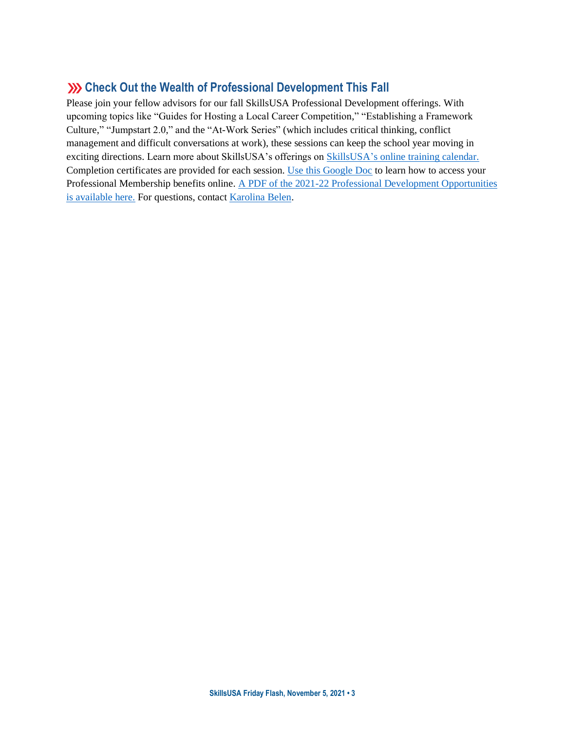## Check Out the Wealth of Professional Development This Fall

Please join your fellow advisors for our fall SkillsUSA Professional Development offerings. With upcoming topics like "Guides for Hosting a Local Career Competition," "Establishing a Framework Culture," "Jumpstart 2.0," and the "At-Work Series" (which includes critical thinking, conflict management and difficult conversations at work), these sessions can keep the school year moving in exciting directions. Learn more about SkillsUSA's offerings on SkillsUSA's online training calendar. Completion certificates are provided for each session. Use this Google Doc to learn how to access your Professional Membership benefits online. A PDF of the 2021-22 Professional Development Opportunities is available here. For questions, contact Karolina Belen.